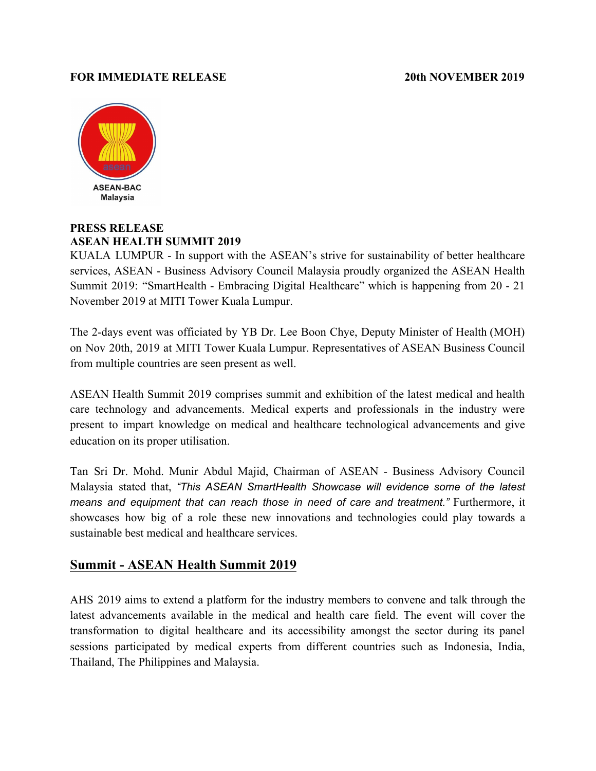**FOR IMMEDIATE RELEASE** **20th NOVEMBER 2019**

ASEAN-BAC
Malaysia

**PRESS RELEASE**
**ASEAN HEALTH SUMMIT 2019**

KUALA LUMPUR - In support with the ASEAN's strive for sustainability of better healthcare services, ASEAN - Business Advisory Council Malaysia proudly organized the ASEAN Health Summit 2019: "SmartHealth - Embracing Digital Healthcare" which is happening from 20 - 21 November 2019 at MITI Tower Kuala Lumpur.

The 2-days event was officiated by YB Dr. Lee Boon Chye, Deputy Minister of Health (MOH) on Nov 20th, 2019 at MITI Tower Kuala Lumpur. Representatives of ASEAN Business Council from multiple countries are seen present as well.

ASEAN Health Summit 2019 comprises summit and exhibition of the latest medical and health care technology and advancements. Medical experts and professionals in the industry were present to impart knowledge on medical and healthcare technological advancements and give education on its proper utilisation.

Tan Sri Dr. Mohd. Munir Abdul Majid, Chairman of ASEAN - Business Advisory Council Malaysia stated that, *"This ASEAN SmartHealth Showcase will evidence some of the latest means and equipment that can reach those in need of care and treatment."* Furthermore, it showcases how big of a role these new innovations and technologies could play towards a sustainable best medical and healthcare services.

## Summit - ASEAN Health Summit 2019

AHS 2019 aims to extend a platform for the industry members to convene and talk through the latest advancements available in the medical and health care field. The event will cover the transformation to digital healthcare and its accessibility amongst the sector during its panel sessions participated by medical experts from different countries such as Indonesia, India, Thailand, The Philippines and Malaysia.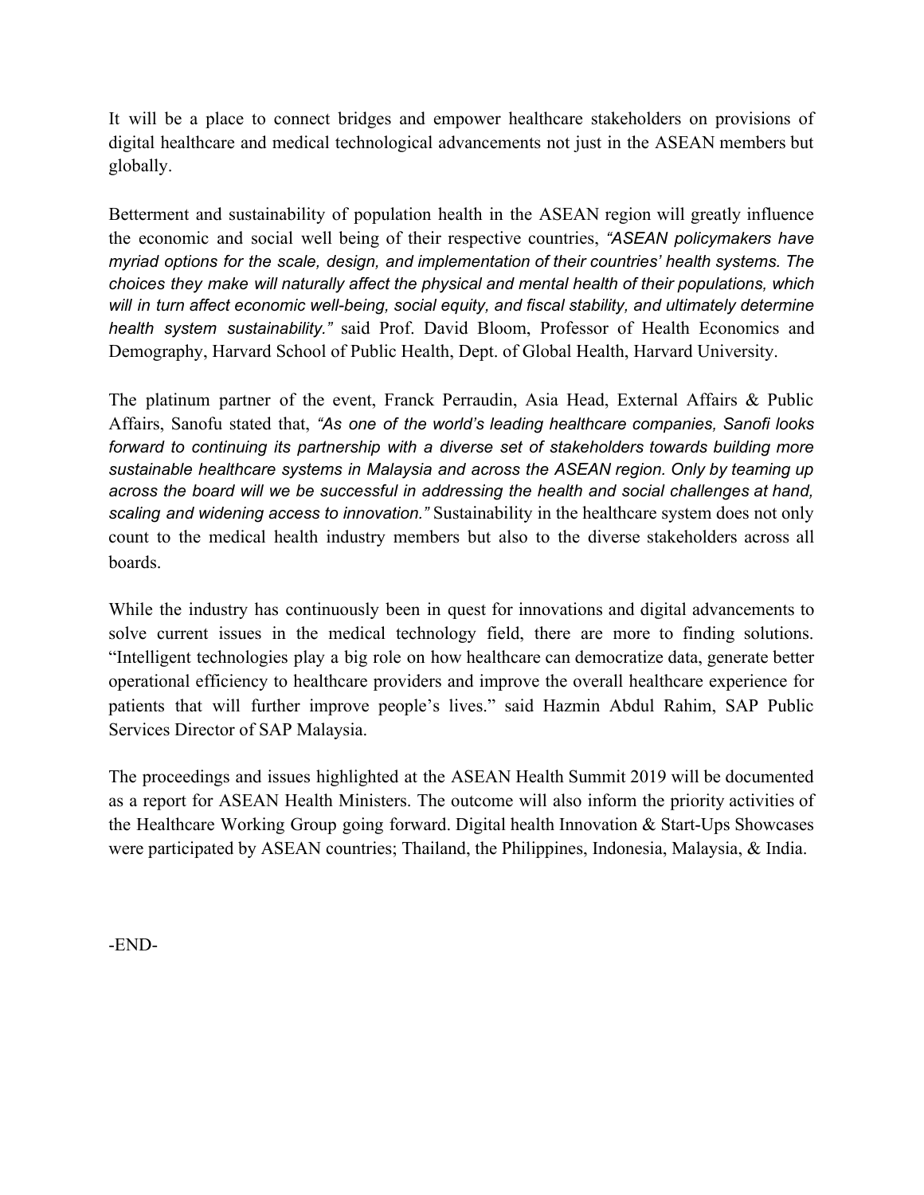It will be a place to connect bridges and empower healthcare stakeholders on provisions of digital healthcare and medical technological advancements not just in the ASEAN members but globally.

Betterment and sustainability of population health in the ASEAN region will greatly influence the economic and social well being of their respective countries, *"ASEAN policymakers have myriad options for the scale, design, and implementation of their countries' health systems. The choices they make will naturally affect the physical and mental health of their populations, which will in turn affect economic well-being, social equity, and fiscal stability, and ultimately determine health system sustainability."* said Prof. David Bloom, Professor of Health Economics and Demography, Harvard School of Public Health, Dept. of Global Health, Harvard University.

The platinum partner of the event, Franck Perraudin, Asia Head, External Affairs & Public Affairs, Sanofu stated that, *"As one of the world's leading healthcare companies, Sanofi looks forward to continuing its partnership with a diverse set of stakeholders towards building more sustainable healthcare systems in Malaysia and across the ASEAN region. Only by teaming up across the board will we be successful in addressing the health and social challenges at hand, scaling and widening access to innovation."* Sustainability in the healthcare system does not only count to the medical health industry members but also to the diverse stakeholders across all boards.

While the industry has continuously been in quest for innovations and digital advancements to solve current issues in the medical technology field, there are more to finding solutions. "Intelligent technologies play a big role on how healthcare can democratize data, generate better operational efficiency to healthcare providers and improve the overall healthcare experience for patients that will further improve people's lives." said Hazmin Abdul Rahim, SAP Public Services Director of SAP Malaysia.

The proceedings and issues highlighted at the ASEAN Health Summit 2019 will be documented as a report for ASEAN Health Ministers. The outcome will also inform the priority activities of the Healthcare Working Group going forward. Digital health Innovation & Start-Ups Showcases were participated by ASEAN countries; Thailand, the Philippines, Indonesia, Malaysia, & India.

-END-